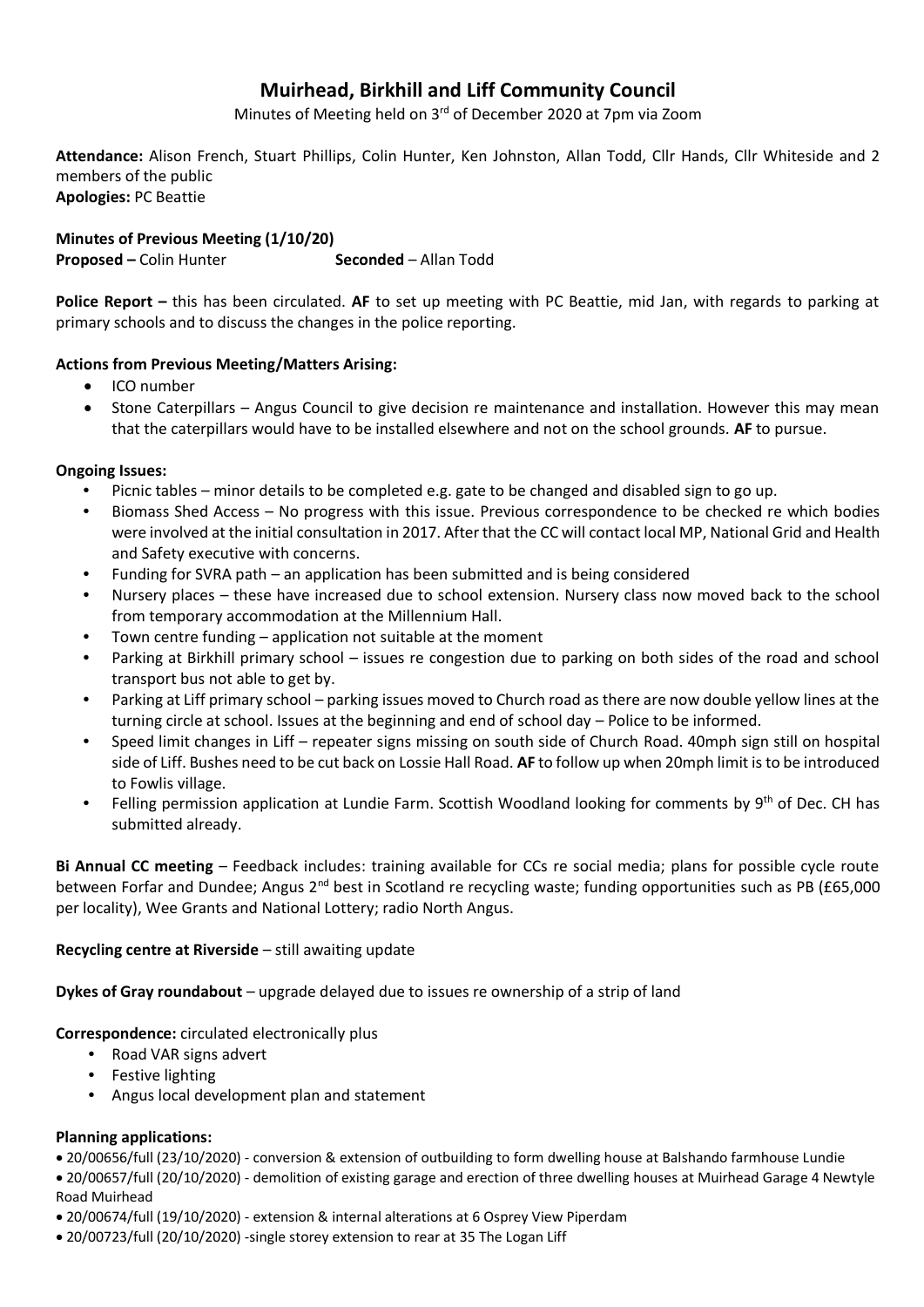# Muirhead, Birkhill and Liff Community Council

Minutes of Meeting held on 3rd of December 2020 at 7pm via Zoom

**Attendance:** Alison French, Stuart Phillips, Colin Hunter, Ken Johnston, Allan Todd, Cllr Hands, Cllr Whiteside and 2 members of the public
**Apologies:** PC Beattie

**Minutes of Previous Meeting (1/10/20)**
**Proposed –** Colin Hunter **Seconded** – Allan Todd

**Police Report –** this has been circulated. **AF** to set up meeting with PC Beattie, mid Jan, with regards to parking at primary schools and to discuss the changes in the police reporting.

**Actions from Previous Meeting/Matters Arising:**

- ICO number
- Stone Caterpillars – Angus Council to give decision re maintenance and installation. However this may mean that the caterpillars would have to be installed elsewhere and not on the school grounds. **AF** to pursue.

**Ongoing Issues:**

- Picnic tables – minor details to be completed e.g. gate to be changed and disabled sign to go up.
- Biomass Shed Access – No progress with this issue. Previous correspondence to be checked re which bodies were involved at the initial consultation in 2017. After that the CC will contact local MP, National Grid and Health and Safety executive with concerns.
- Funding for SVRA path – an application has been submitted and is being considered
- Nursery places – these have increased due to school extension. Nursery class now moved back to the school from temporary accommodation at the Millennium Hall.
- Town centre funding – application not suitable at the moment
- Parking at Birkhill primary school – issues re congestion due to parking on both sides of the road and school transport bus not able to get by.
- Parking at Liff primary school – parking issues moved to Church road as there are now double yellow lines at the turning circle at school. Issues at the beginning and end of school day – Police to be informed.
- Speed limit changes in Liff – repeater signs missing on south side of Church Road. 40mph sign still on hospital side of Liff. Bushes need to be cut back on Lossie Hall Road. **AF** to follow up when 20mph limit is to be introduced to Fowlis village.
- Felling permission application at Lundie Farm. Scottish Woodland looking for comments by 9th of Dec. CH has submitted already.

**Bi Annual CC meeting** – Feedback includes: training available for CCs re social media; plans for possible cycle route between Forfar and Dundee; Angus 2nd best in Scotland re recycling waste; funding opportunities such as PB (£65,000 per locality), Wee Grants and National Lottery; radio North Angus.

**Recycling centre at Riverside** – still awaiting update

**Dykes of Gray roundabout** – upgrade delayed due to issues re ownership of a strip of land

**Correspondence:** circulated electronically plus

- Road VAR signs advert
- Festive lighting
- Angus local development plan and statement

**Planning applications:**

- 20/00656/full (23/10/2020) - conversion & extension of outbuilding to form dwelling house at Balshando farmhouse Lundie
- 20/00657/full (20/10/2020) - demolition of existing garage and erection of three dwelling houses at Muirhead Garage 4 Newtyle Road Muirhead
- 20/00674/full (19/10/2020) - extension & internal alterations at 6 Osprey View Piperdam
- 20/00723/full (20/10/2020) -single storey extension to rear at 35 The Logan Liff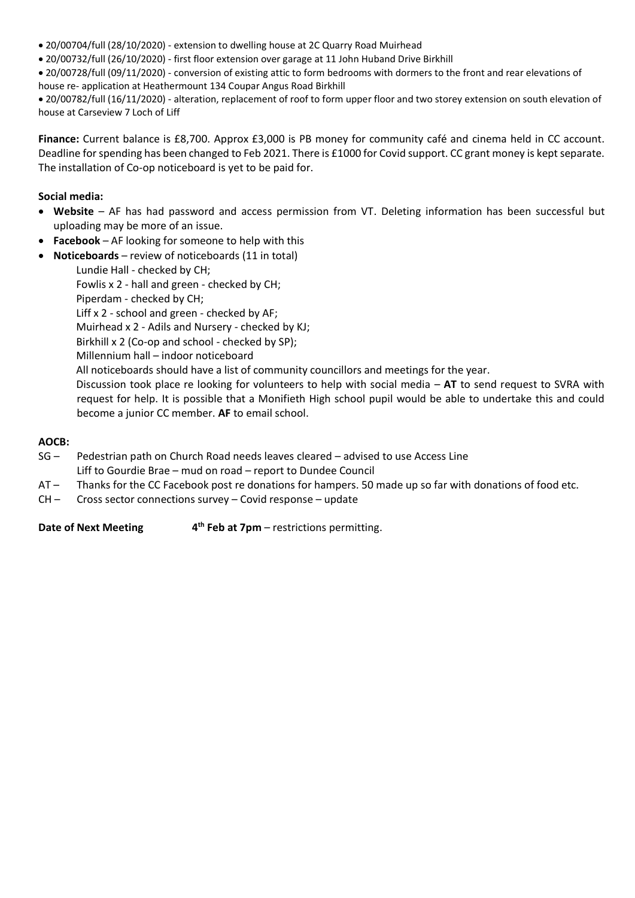- 20/00704/full (28/10/2020) - extension to dwelling house at 2C Quarry Road Muirhead
- 20/00732/full (26/10/2020) - first floor extension over garage at 11 John Huband Drive Birkhill
- 20/00728/full (09/11/2020) - conversion of existing attic to form bedrooms with dormers to the front and rear elevations of house re- application at Heathermount 134 Coupar Angus Road Birkhill
- 20/00782/full (16/11/2020) - alteration, replacement of roof to form upper floor and two storey extension on south elevation of house at Carseview 7 Loch of Liff

**Finance:** Current balance is £8,700. Approx £3,000 is PB money for community café and cinema held in CC account. Deadline for spending has been changed to Feb 2021. There is £1000 for Covid support. CC grant money is kept separate. The installation of Co-op noticeboard is yet to be paid for.

**Social media:**

- **Website** – AF has had password and access permission from VT. Deleting information has been successful but uploading may be more of an issue.
- **Facebook** – AF looking for someone to help with this
- **Noticeboards** – review of noticeboards (11 in total)

  Lundie Hall - checked by CH;
  Fowlis x 2 - hall and green - checked by CH;
  Piperdam - checked by CH;
  Liff x 2 - school and green - checked by AF;
  Muirhead x 2 - Adils and Nursery - checked by KJ;
  Birkhill x 2 (Co-op and school - checked by SP);
  Millennium hall – indoor noticeboard
  All noticeboards should have a list of community councillors and meetings for the year.
  Discussion took place re looking for volunteers to help with social media – **AT** to send request to SVRA with request for help. It is possible that a Monifieth High school pupil would be able to undertake this and could become a junior CC member. **AF** to email school.

**AOCB:**

SG – Pedestrian path on Church Road needs leaves cleared – advised to use Access Line
Liff to Gourdie Brae – mud on road – report to Dundee Council

AT – Thanks for the CC Facebook post re donations for hampers. 50 made up so far with donations of food etc.

CH – Cross sector connections survey – Covid response – update

**Date of Next Meeting** **4th Feb at 7pm** – restrictions permitting.